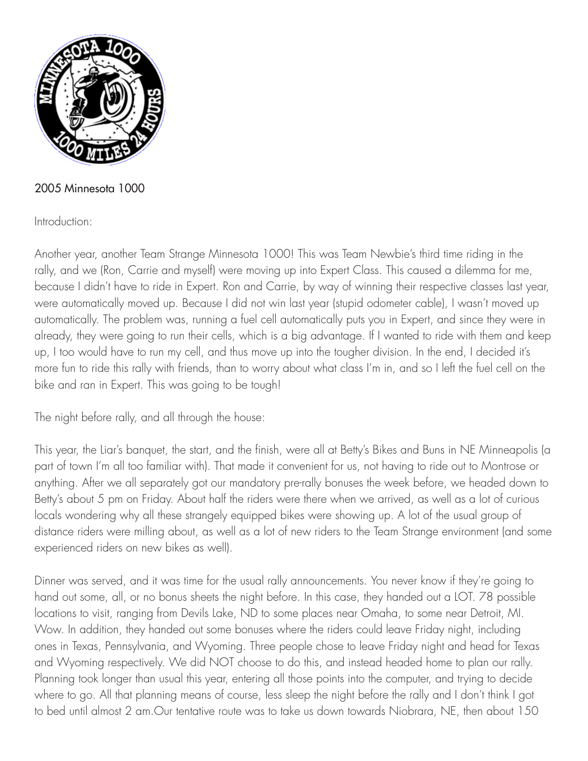2005 Minnesota 1000

Introduction:

Another year, another Team Strange Minnesota 1000! This was Team Newbie's third time riding in the rally, and we (Ron, Carrie and myself) were moving up into Expert Class. This caused a dilemma for me, because I didn't have to ride in Expert. Ron and Carrie, by way of winning their respective classes last year, were automatically moved up. Because I did not win last year (stupid odometer cable), I wasn't moved up automatically. The problem was, running a fuel cell automatically puts you in Expert, and since they were in already, they were going to run their cells, which is a big advantage. If I wanted to ride with them and keep up, I too would have to run my cell, and thus move up into the tougher division. In the end, I decided it's more fun to ride this rally with friends, than to worry about what class I'm in, and so I left the fuel cell on the bike and ran in Expert. This was going to be tough!

The night before rally, and all through the house:

This year, the Liar's banquet, the start, and the finish, were all at Betty's Bikes and Buns in NE Minneapolis (a part of town I'm all too familiar with). That made it convenient for us, not having to ride out to Montrose or anything. After we all separately got our mandatory pre-rally bonuses the week before, we headed down to Betty's about 5 pm on Friday. About half the riders were there when we arrived, as well as a lot of curious locals wondering why all these strangely equipped bikes were showing up. A lot of the usual group of distance riders were milling about, as well as a lot of new riders to the Team Strange environment (and some experienced riders on new bikes as well).

Dinner was served, and it was time for the usual rally announcements. You never know if they're going to hand out some, all, or no bonus sheets the night before. In this case, they handed out a LOT. 78 possible locations to visit, ranging from Devils Lake, ND to some places near Omaha, to some near Detroit, MI. Wow. In addition, they handed out some bonuses where the riders could leave Friday night, including ones in Texas, Pennsylvania, and Wyoming. Three people chose to leave Friday night and head for Texas and Wyoming respectively. We did NOT choose to do this, and instead headed home to plan our rally. Planning took longer than usual this year, entering all those points into the computer, and trying to decide where to go. All that planning means of course, less sleep the night before the rally and I don't think I got to bed until almost 2 am.Our tentative route was to take us down towards Niobrara, NE, then about 150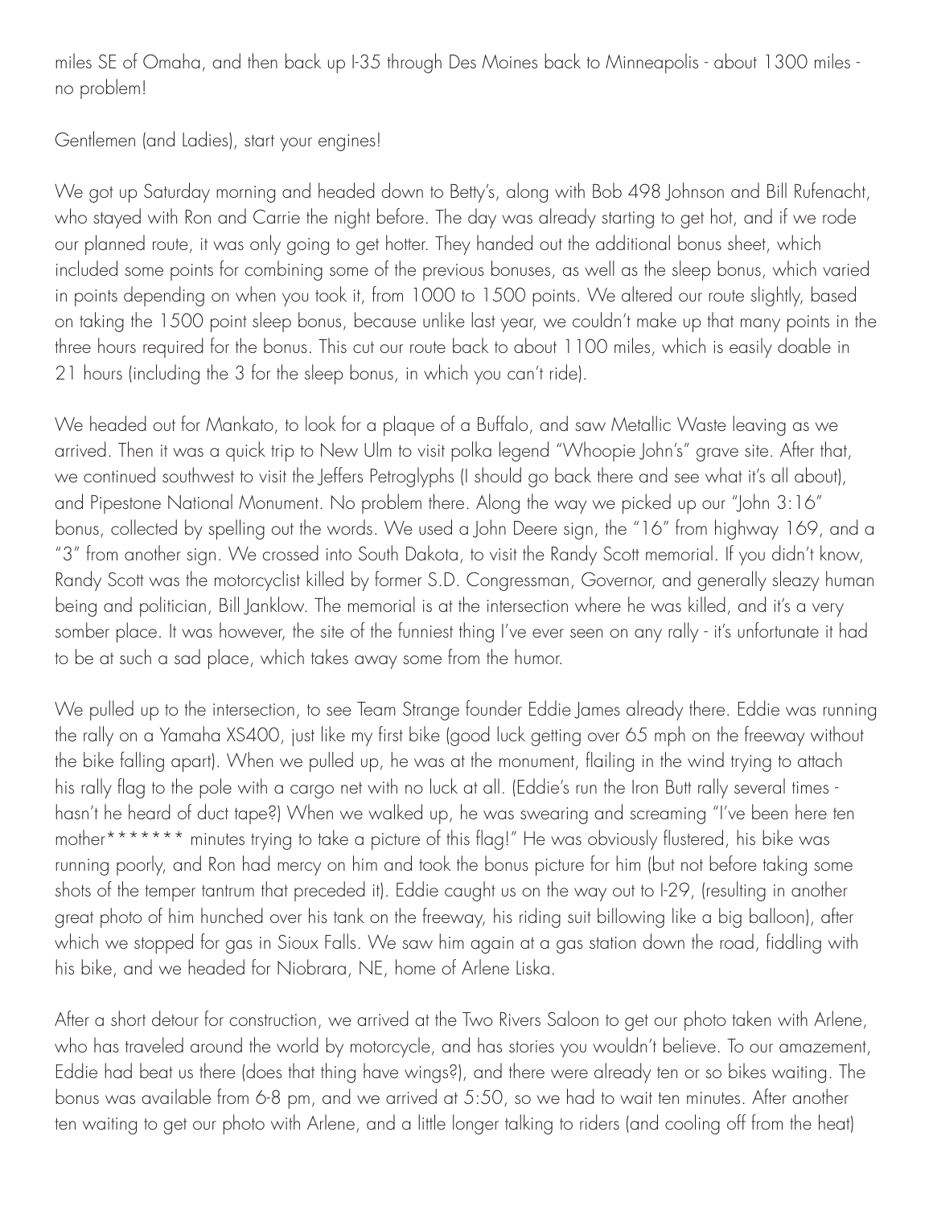miles SE of Omaha, and then back up I-35 through Des Moines back to Minneapolis - about 1300 miles - no problem!

Gentlemen (and Ladies), start your engines!

We got up Saturday morning and headed down to Betty's, along with Bob 498 Johnson and Bill Rufenacht, who stayed with Ron and Carrie the night before. The day was already starting to get hot, and if we rode our planned route, it was only going to get hotter. They handed out the additional bonus sheet, which included some points for combining some of the previous bonuses, as well as the sleep bonus, which varied in points depending on when you took it, from 1000 to 1500 points. We altered our route slightly, based on taking the 1500 point sleep bonus, because unlike last year, we couldn't make up that many points in the three hours required for the bonus. This cut our route back to about 1100 miles, which is easily doable in 21 hours (including the 3 for the sleep bonus, in which you can't ride).

We headed out for Mankato, to look for a plaque of a Buffalo, and saw Metallic Waste leaving as we arrived. Then it was a quick trip to New Ulm to visit polka legend "Whoopie John's" grave site. After that, we continued southwest to visit the Jeffers Petroglyphs (I should go back there and see what it's all about), and Pipestone National Monument. No problem there. Along the way we picked up our "John 3:16" bonus, collected by spelling out the words. We used a John Deere sign, the "16" from highway 169, and a "3" from another sign. We crossed into South Dakota, to visit the Randy Scott memorial. If you didn't know, Randy Scott was the motorcyclist killed by former S.D. Congressman, Governor, and generally sleazy human being and politician, Bill Janklow. The memorial is at the intersection where he was killed, and it's a very somber place. It was however, the site of the funniest thing I've ever seen on any rally - it's unfortunate it had to be at such a sad place, which takes away some from the humor.

We pulled up to the intersection, to see Team Strange founder Eddie James already there. Eddie was running the rally on a Yamaha XS400, just like my first bike (good luck getting over 65 mph on the freeway without the bike falling apart). When we pulled up, he was at the monument, flailing in the wind trying to attach his rally flag to the pole with a cargo net with no luck at all. (Eddie's run the Iron Butt rally several times - hasn't he heard of duct tape?) When we walked up, he was swearing and screaming "I've been here ten mother******* minutes trying to take a picture of this flag!" He was obviously flustered, his bike was running poorly, and Ron had mercy on him and took the bonus picture for him (but not before taking some shots of the temper tantrum that preceded it). Eddie caught us on the way out to I-29, (resulting in another great photo of him hunched over his tank on the freeway, his riding suit billowing like a big balloon), after which we stopped for gas in Sioux Falls. We saw him again at a gas station down the road, fiddling with his bike, and we headed for Niobrara, NE, home of Arlene Liska.

After a short detour for construction, we arrived at the Two Rivers Saloon to get our photo taken with Arlene, who has traveled around the world by motorcycle, and has stories you wouldn't believe. To our amazement, Eddie had beat us there (does that thing have wings?), and there were already ten or so bikes waiting. The bonus was available from 6-8 pm, and we arrived at 5:50, so we had to wait ten minutes. After another ten waiting to get our photo with Arlene, and a little longer talking to riders (and cooling off from the heat)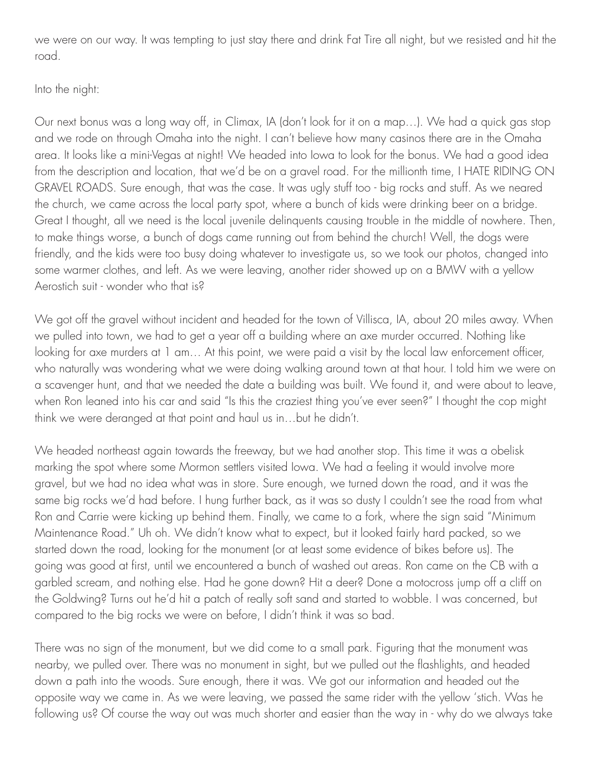we were on our way. It was tempting to just stay there and drink Fat Tire all night, but we resisted and hit the road.

Into the night:

Our next bonus was a long way off, in Climax, IA (don't look for it on a map…). We had a quick gas stop and we rode on through Omaha into the night. I can't believe how many casinos there are in the Omaha area. It looks like a mini-Vegas at night! We headed into Iowa to look for the bonus. We had a good idea from the description and location, that we'd be on a gravel road. For the millionth time, I HATE RIDING ON GRAVEL ROADS. Sure enough, that was the case. It was ugly stuff too - big rocks and stuff. As we neared the church, we came across the local party spot, where a bunch of kids were drinking beer on a bridge. Great I thought, all we need is the local juvenile delinquents causing trouble in the middle of nowhere. Then, to make things worse, a bunch of dogs came running out from behind the church! Well, the dogs were friendly, and the kids were too busy doing whatever to investigate us, so we took our photos, changed into some warmer clothes, and left. As we were leaving, another rider showed up on a BMW with a yellow Aerostich suit - wonder who that is?

We got off the gravel without incident and headed for the town of Villisca, IA, about 20 miles away. When we pulled into town, we had to get a year off a building where an axe murder occurred. Nothing like looking for axe murders at 1 am… At this point, we were paid a visit by the local law enforcement officer, who naturally was wondering what we were doing walking around town at that hour. I told him we were on a scavenger hunt, and that we needed the date a building was built. We found it, and were about to leave, when Ron leaned into his car and said "Is this the craziest thing you've ever seen?" I thought the cop might think we were deranged at that point and haul us in…but he didn't.

We headed northeast again towards the freeway, but we had another stop. This time it was a obelisk marking the spot where some Mormon settlers visited Iowa. We had a feeling it would involve more gravel, but we had no idea what was in store. Sure enough, we turned down the road, and it was the same big rocks we'd had before. I hung further back, as it was so dusty I couldn't see the road from what Ron and Carrie were kicking up behind them. Finally, we came to a fork, where the sign said "Minimum Maintenance Road." Uh oh. We didn't know what to expect, but it looked fairly hard packed, so we started down the road, looking for the monument (or at least some evidence of bikes before us). The going was good at first, until we encountered a bunch of washed out areas. Ron came on the CB with a garbled scream, and nothing else. Had he gone down? Hit a deer? Done a motocross jump off a cliff on the Goldwing? Turns out he'd hit a patch of really soft sand and started to wobble. I was concerned, but compared to the big rocks we were on before, I didn't think it was so bad.

There was no sign of the monument, but we did come to a small park. Figuring that the monument was nearby, we pulled over. There was no monument in sight, but we pulled out the flashlights, and headed down a path into the woods. Sure enough, there it was. We got our information and headed out the opposite way we came in. As we were leaving, we passed the same rider with the yellow 'stich. Was he following us? Of course the way out was much shorter and easier than the way in - why do we always take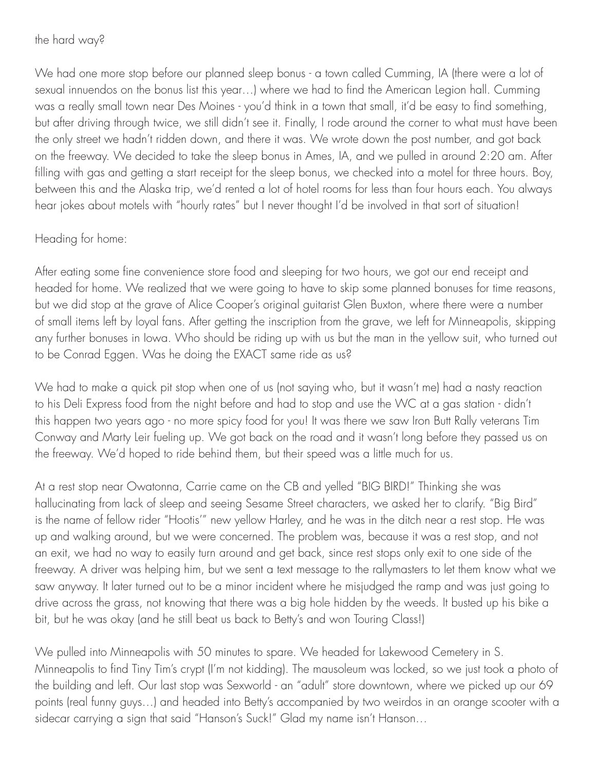the hard way?

We had one more stop before our planned sleep bonus - a town called Cumming, IA (there were a lot of sexual innuendos on the bonus list this year…) where we had to find the American Legion hall. Cumming was a really small town near Des Moines - you'd think in a town that small, it'd be easy to find something, but after driving through twice, we still didn't see it. Finally, I rode around the corner to what must have been the only street we hadn't ridden down, and there it was. We wrote down the post number, and got back on the freeway. We decided to take the sleep bonus in Ames, IA, and we pulled in around 2:20 am. After filling with gas and getting a start receipt for the sleep bonus, we checked into a motel for three hours. Boy, between this and the Alaska trip, we'd rented a lot of hotel rooms for less than four hours each. You always hear jokes about motels with "hourly rates" but I never thought I'd be involved in that sort of situation!

Heading for home:

After eating some fine convenience store food and sleeping for two hours, we got our end receipt and headed for home. We realized that we were going to have to skip some planned bonuses for time reasons, but we did stop at the grave of Alice Cooper's original guitarist Glen Buxton, where there were a number of small items left by loyal fans. After getting the inscription from the grave, we left for Minneapolis, skipping any further bonuses in Iowa. Who should be riding up with us but the man in the yellow suit, who turned out to be Conrad Eggen. Was he doing the EXACT same ride as us?

We had to make a quick pit stop when one of us (not saying who, but it wasn't me) had a nasty reaction to his Deli Express food from the night before and had to stop and use the WC at a gas station - didn't this happen two years ago - no more spicy food for you! It was there we saw Iron Butt Rally veterans Tim Conway and Marty Leir fueling up. We got back on the road and it wasn't long before they passed us on the freeway. We'd hoped to ride behind them, but their speed was a little much for us.

At a rest stop near Owatonna, Carrie came on the CB and yelled "BIG BIRD!" Thinking she was hallucinating from lack of sleep and seeing Sesame Street characters, we asked her to clarify. "Big Bird" is the name of fellow rider "Hootis'" new yellow Harley, and he was in the ditch near a rest stop. He was up and walking around, but we were concerned. The problem was, because it was a rest stop, and not an exit, we had no way to easily turn around and get back, since rest stops only exit to one side of the freeway. A driver was helping him, but we sent a text message to the rallymasters to let them know what we saw anyway. It later turned out to be a minor incident where he misjudged the ramp and was just going to drive across the grass, not knowing that there was a big hole hidden by the weeds. It busted up his bike a bit, but he was okay (and he still beat us back to Betty's and won Touring Class!)

We pulled into Minneapolis with 50 minutes to spare. We headed for Lakewood Cemetery in S. Minneapolis to find Tiny Tim's crypt (I'm not kidding). The mausoleum was locked, so we just took a photo of the building and left. Our last stop was Sexworld - an "adult" store downtown, where we picked up our 69 points (real funny guys…) and headed into Betty's accompanied by two weirdos in an orange scooter with a sidecar carrying a sign that said "Hanson's Suck!" Glad my name isn't Hanson…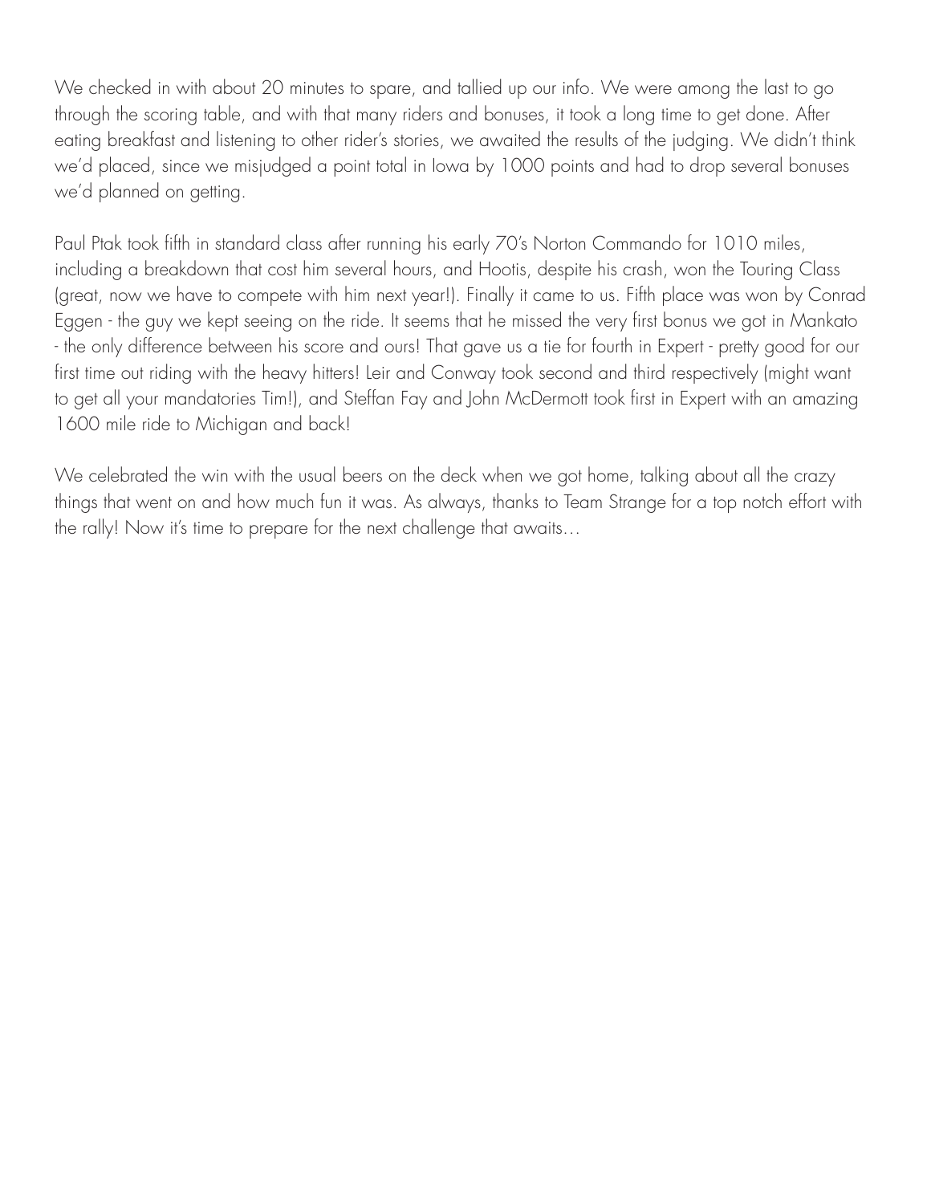We checked in with about 20 minutes to spare, and tallied up our info. We were among the last to go through the scoring table, and with that many riders and bonuses, it took a long time to get done. After eating breakfast and listening to other rider's stories, we awaited the results of the judging. We didn't think we'd placed, since we misjudged a point total in Iowa by 1000 points and had to drop several bonuses we'd planned on getting.

Paul Ptak took fifth in standard class after running his early 70's Norton Commando for 1010 miles, including a breakdown that cost him several hours, and Hootis, despite his crash, won the Touring Class (great, now we have to compete with him next year!). Finally it came to us. Fifth place was won by Conrad Eggen - the guy we kept seeing on the ride. It seems that he missed the very first bonus we got in Mankato - the only difference between his score and ours! That gave us a tie for fourth in Expert - pretty good for our first time out riding with the heavy hitters! Leir and Conway took second and third respectively (might want to get all your mandatories Tim!), and Steffan Fay and John McDermott took first in Expert with an amazing 1600 mile ride to Michigan and back!

We celebrated the win with the usual beers on the deck when we got home, talking about all the crazy things that went on and how much fun it was. As always, thanks to Team Strange for a top notch effort with the rally! Now it's time to prepare for the next challenge that awaits…